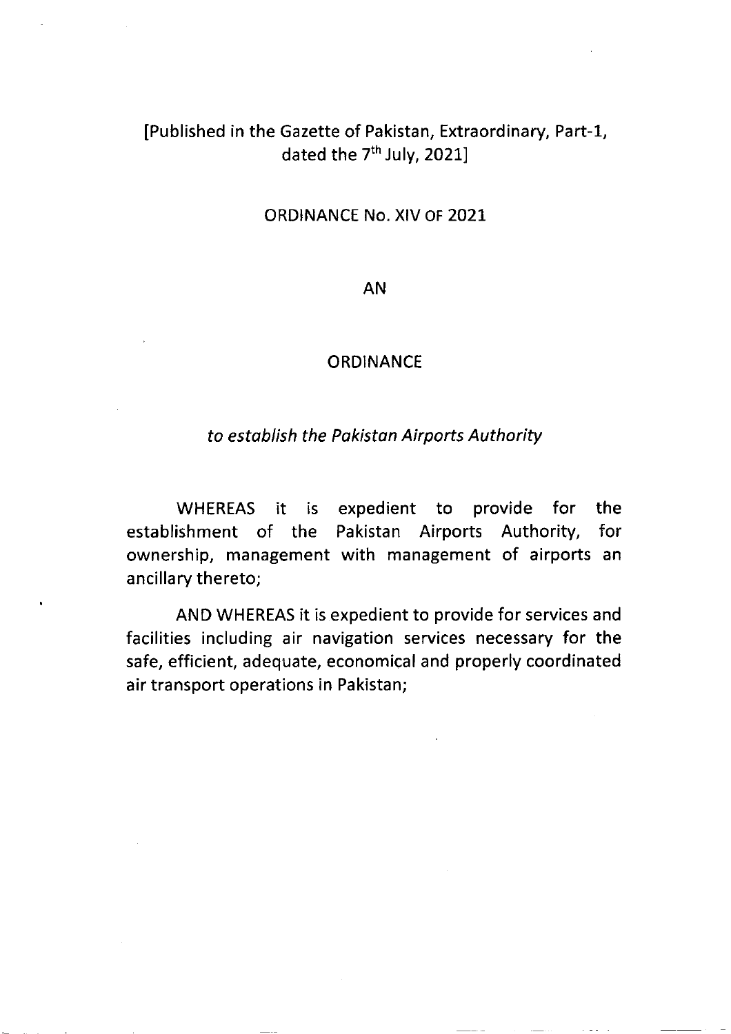[Published in the Gazette of Pakistan, Extraordinary, Part-1, dated the 7th July, 2021]

ORDINANCE No. XIV OF 2021

AN

ORDINANCE

*to establish the Pakistan Airports Authority*

WHEREAS it is expedient to provide for the establishment of the Pakistan Airports Authority, for ownership, management with management of airports an ancillary thereto;

AND WHEREAS it is expedient to provide for services and facilities including air navigation services necessary for the safe, efficient, adequate, economical and properly coordinated air transport operations in Pakistan;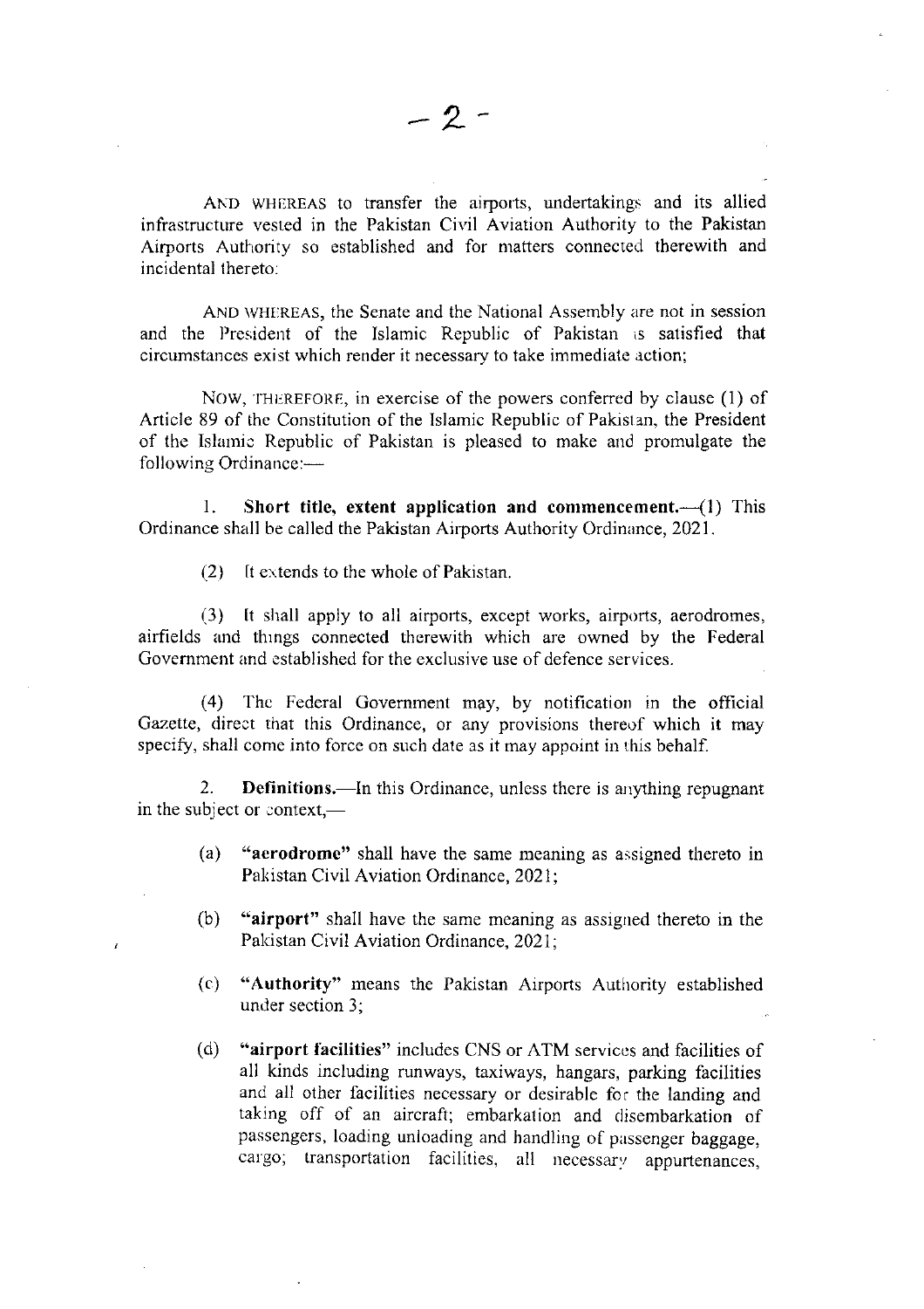AND WHEREAS to transfer the airports, undertakings and its allied infrastructure vested in the Pakistan Civil Aviation Authority to the Pakistan Airports Authority so established and for matters connected therewith and incidental thereto:

AND WHEREAS, the Senate and the National Assembly are not in session and the President of the Islamic Republic of Pakistan is satisfied that circumstances exist which render it necessary to take immediate action;

NOW, THEREFORE, in exercise of the powers conferred by clause (1) of Article 89 of the Constitution of the Islamic Republic of Pakistan, the President of the Islamic Republic of Pakistan is pleased to make and promulgate the following Ordinance:—

1. **Short title, extent application and commencement.**—(1) This Ordinance shall be called the Pakistan Airports Authority Ordinance, 2021.

(2) It extends to the whole of Pakistan.

(3) It shall apply to all airports, except works, airports, aerodromes, airfields and things connected therewith which are owned by the Federal Government and established for the exclusive use of defence services.

(4) The Federal Government may, by notification in the official Gazette, direct that this Ordinance, or any provisions thereof which it may specify, shall come into force on such date as it may appoint in this behalf.

2. **Definitions.**—In this Ordinance, unless there is anything repugnant in the subject or context,—

(a) **"aerodrome"** shall have the same meaning as assigned thereto in Pakistan Civil Aviation Ordinance, 2021;

(b) **"airport"** shall have the same meaning as assigned thereto in the Pakistan Civil Aviation Ordinance, 2021;

(c) **"Authority"** means the Pakistan Airports Authority established under section 3;

(d) **"airport facilities"** includes CNS or ATM services and facilities of all kinds including runways, taxiways, hangars, parking facilities and all other facilities necessary or desirable for the landing and taking off of an aircraft; embarkation and disembarkation of passengers, loading unloading and handling of passenger baggage, cargo; transportation facilities, all necessary appurtenances,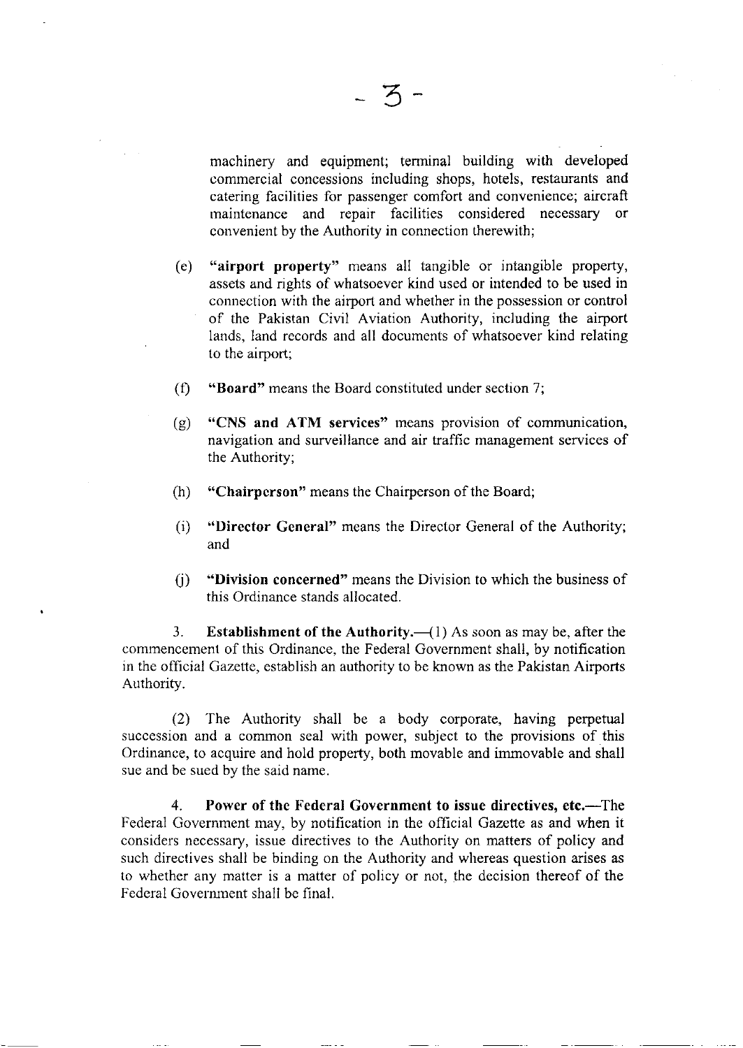machinery and equipment; terminal building with developed commercial concessions including shops, hotels, restaurants and catering facilities for passenger comfort and convenience; aircraft maintenance and repair facilities considered necessary or convenient by the Authority in connection therewith;

(e) **"airport property"** means all tangible or intangible property, assets and rights of whatsoever kind used or intended to be used in connection with the airport and whether in the possession or control of the Pakistan Civil Aviation Authority, including the airport lands, land records and all documents of whatsoever kind relating to the airport;

(f) **"Board"** means the Board constituted under section 7;

(g) **"CNS and ATM services"** means provision of communication, navigation and surveillance and air traffic management services of the Authority;

(h) **"Chairperson"** means the Chairperson of the Board;

(i) **"Director General"** means the Director General of the Authority; and

(j) **"Division concerned"** means the Division to which the business of this Ordinance stands allocated.

3. **Establishment of the Authority.**—(1) As soon as may be, after the commencement of this Ordinance, the Federal Government shall, by notification in the official Gazette, establish an authority to be known as the Pakistan Airports Authority.

(2) The Authority shall be a body corporate, having perpetual succession and a common seal with power, subject to the provisions of this Ordinance, to acquire and hold property, both movable and immovable and shall sue and be sued by the said name.

4. **Power of the Federal Government to issue directives, etc.**—The Federal Government may, by notification in the official Gazette as and when it considers necessary, issue directives to the Authority on matters of policy and such directives shall be binding on the Authority and whereas question arises as to whether any matter is a matter of policy or not, the decision thereof of the Federal Government shall be final.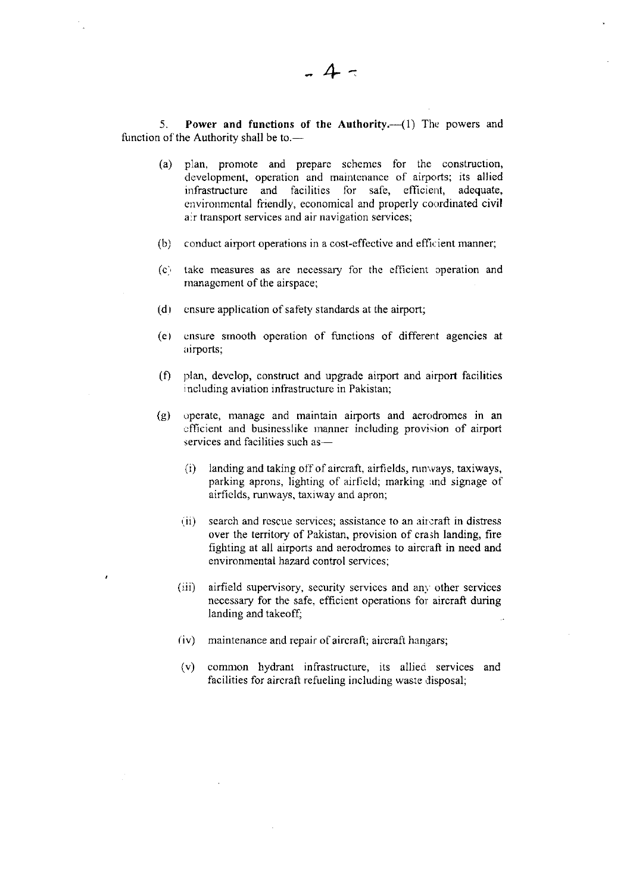5. **Power and functions of the Authority.**—(1) The powers and function of the Authority shall be to.—

(a) plan, promote and prepare schemes for the construction, development, operation and maintenance of airports; its allied infrastructure and facilities for safe, efficient, adequate, environmental friendly, economical and properly coordinated civil air transport services and air navigation services;

(b) conduct airport operations in a cost-effective and efficient manner;

(c) take measures as are necessary for the efficient operation and management of the airspace;

(d) ensure application of safety standards at the airport;

(e) ensure smooth operation of functions of different agencies at airports;

(f) plan, develop, construct and upgrade airport and airport facilities including aviation infrastructure in Pakistan;

(g) operate, manage and maintain airports and aerodromes in an efficient and businesslike manner including provision of airport services and facilities such as—

   (i) landing and taking off of aircraft, airfields, runways, taxiways, parking aprons, lighting of airfield; marking and signage of airfields, runways, taxiway and apron;

   (ii) search and rescue services; assistance to an aircraft in distress over the territory of Pakistan, provision of crash landing, fire fighting at all airports and aerodromes to aircraft in need and environmental hazard control services;

   (iii) airfield supervisory, security services and any other services necessary for the safe, efficient operations for aircraft during landing and takeoff;

   (iv) maintenance and repair of aircraft; aircraft hangars;

   (v) common hydrant infrastructure, its allied services and facilities for aircraft refueling including waste disposal;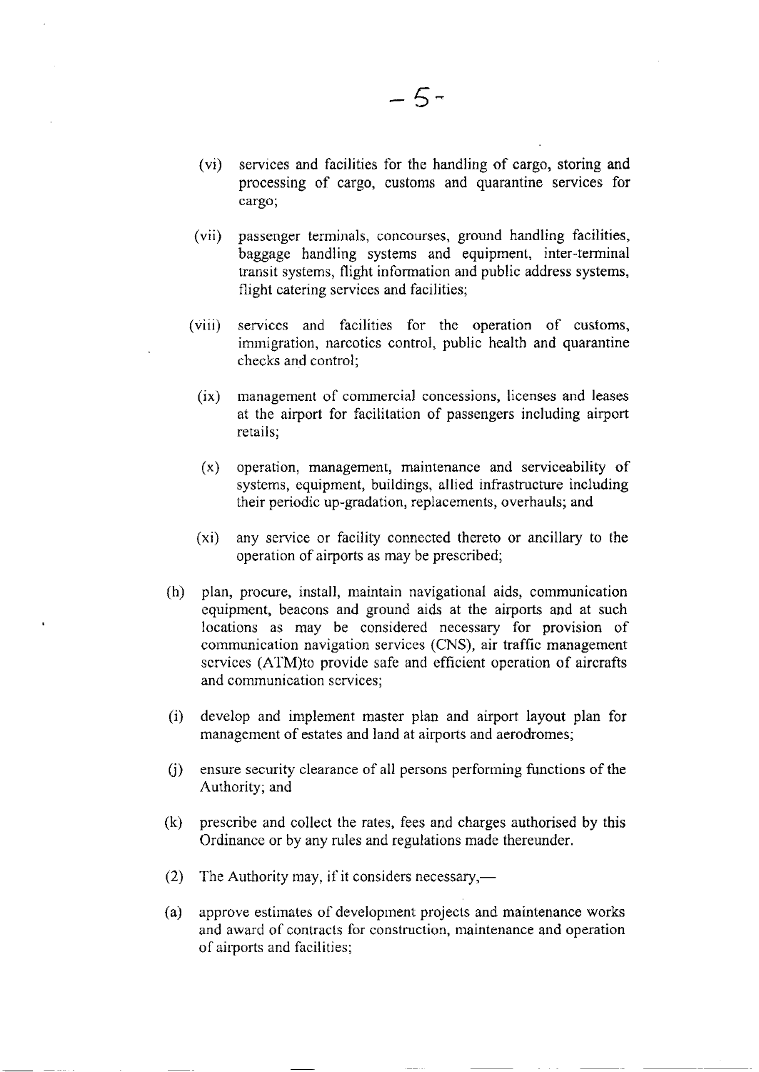(vi) services and facilities for the handling of cargo, storing and processing of cargo, customs and quarantine services for cargo;

(vii) passenger terminals, concourses, ground handling facilities, baggage handling systems and equipment, inter-terminal transit systems, flight information and public address systems, flight catering services and facilities;

(viii) services and facilities for the operation of customs, immigration, narcotics control, public health and quarantine checks and control;

(ix) management of commercial concessions, licenses and leases at the airport for facilitation of passengers including airport retails;

(x) operation, management, maintenance and serviceability of systems, equipment, buildings, allied infrastructure including their periodic up-gradation, replacements, overhauls; and

(xi) any service or facility connected thereto or ancillary to the operation of airports as may be prescribed;

(h) plan, procure, install, maintain navigational aids, communication equipment, beacons and ground aids at the airports and at such locations as may be considered necessary for provision of communication navigation services (CNS), air traffic management services (ATM)to provide safe and efficient operation of aircrafts and communication services;

(i) develop and implement master plan and airport layout plan for management of estates and land at airports and aerodromes;

(j) ensure security clearance of all persons performing functions of the Authority; and

(k) prescribe and collect the rates, fees and charges authorised by this Ordinance or by any rules and regulations made thereunder.

(2) The Authority may, if it considers necessary,—

(a) approve estimates of development projects and maintenance works and award of contracts for construction, maintenance and operation of airports and facilities;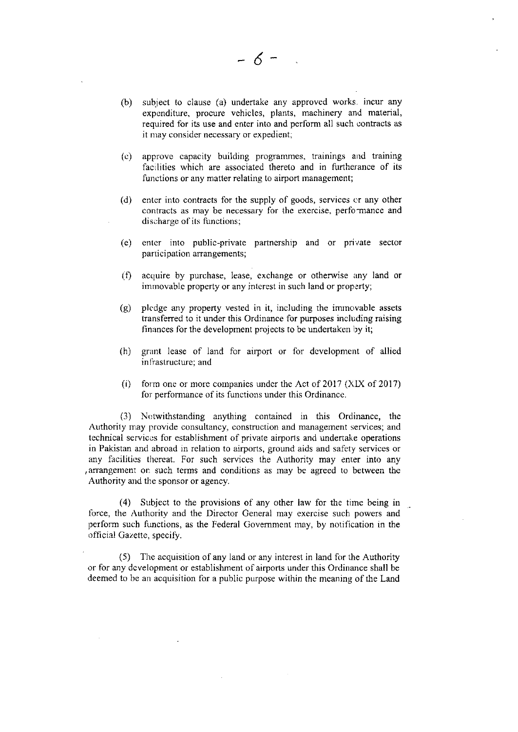(b) subject to clause (a) undertake any approved works. incur any expenditure, procure vehicles, plants, machinery and material, required for its use and enter into and perform all such contracts as it may consider necessary or expedient;

(c) approve capacity building programmes, trainings and training facilities which are associated thereto and in furtherance of its functions or any matter relating to airport management;

(d) enter into contracts for the supply of goods, services or any other contracts as may be necessary for the exercise, performance and discharge of its functions;

(e) enter into public-private partnership and or private sector participation arrangements;

(f) acquire by purchase, lease, exchange or otherwise any land or immovable property or any interest in such land or property;

(g) pledge any property vested in it, including the immovable assets transferred to it under this Ordinance for purposes including raising finances for the development projects to be undertaken by it;

(h) grant lease of land for airport or for development of allied infrastructure; and

(i) form one or more companies under the Act of 2017 (XIX of 2017) for performance of its functions under this Ordinance.

(3) Notwithstanding anything contained in this Ordinance, the Authority may provide consultancy, construction and management services; and technical services for establishment of private airports and undertake operations in Pakistan and abroad in relation to airports, ground aids and safety services or any facilities thereat. For such services the Authority may enter into any arrangement on such terms and conditions as may be agreed to between the Authority and the sponsor or agency.

(4) Subject to the provisions of any other law for the time being in force, the Authority and the Director General may exercise such powers and perform such functions, as the Federal Government may, by notification in the official Gazette, specify.

(5) The acquisition of any land or any interest in land for the Authority or for any development or establishment of airports under this Ordinance shall be deemed to be an acquisition for a public purpose within the meaning of the Land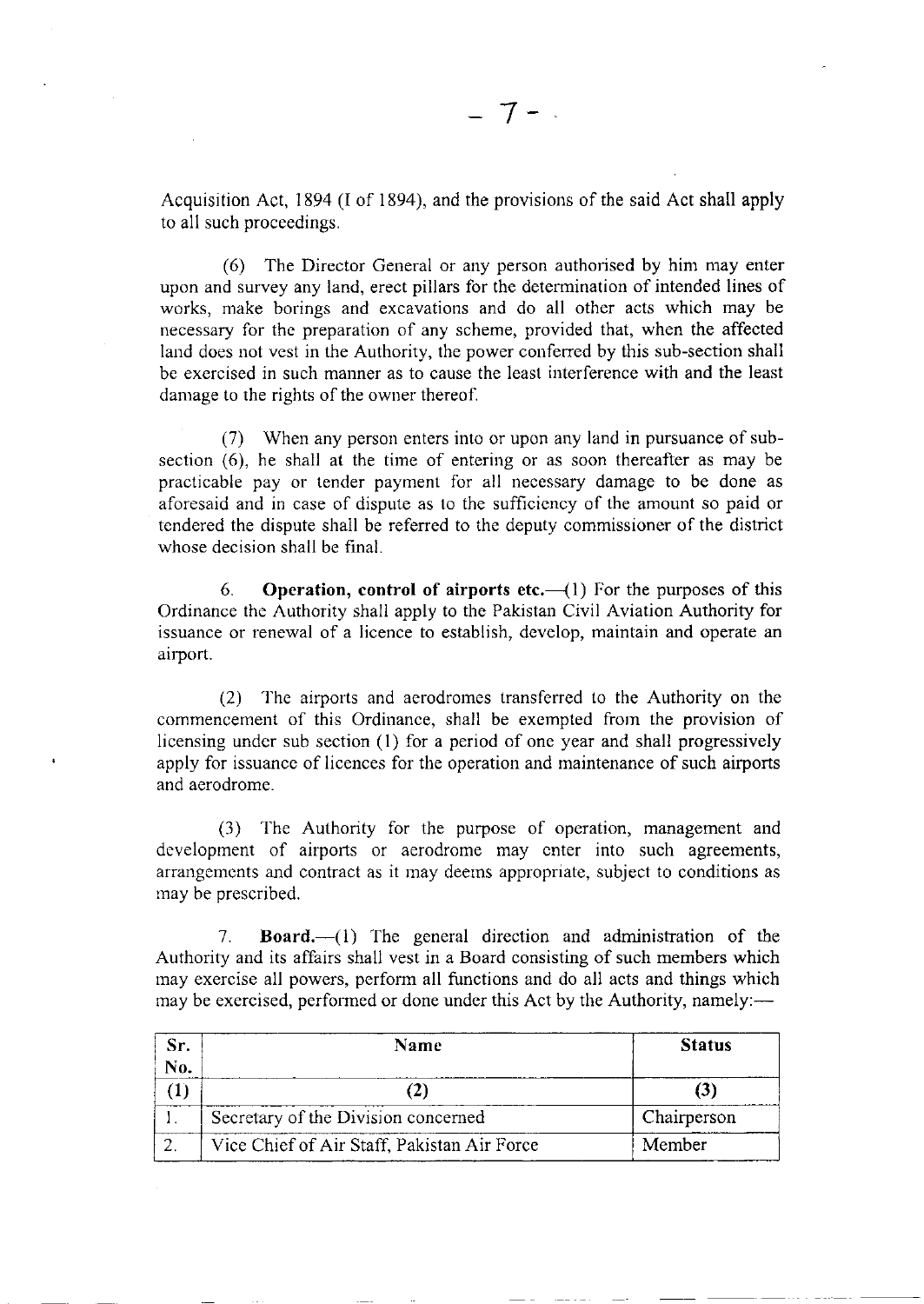Acquisition Act, 1894 (I of 1894), and the provisions of the said Act shall apply to all such proceedings.

(6) The Director General or any person authorised by him may enter upon and survey any land, erect pillars for the determination of intended lines of works, make borings and excavations and do all other acts which may be necessary for the preparation of any scheme, provided that, when the affected land does not vest in the Authority, the power conferred by this sub-section shall be exercised in such manner as to cause the least interference with and the least damage to the rights of the owner thereof.

(7) When any person enters into or upon any land in pursuance of sub-section (6), he shall at the time of entering or as soon thereafter as may be practicable pay or tender payment for all necessary damage to be done as aforesaid and in case of dispute as to the sufficiency of the amount so paid or tendered the dispute shall be referred to the deputy commissioner of the district whose decision shall be final.

6. **Operation, control of airports etc.**—(1) For the purposes of this Ordinance the Authority shall apply to the Pakistan Civil Aviation Authority for issuance or renewal of a licence to establish, develop, maintain and operate an airport.

(2) The airports and aerodromes transferred to the Authority on the commencement of this Ordinance, shall be exempted from the provision of licensing under sub section (1) for a period of one year and shall progressively apply for issuance of licences for the operation and maintenance of such airports and aerodrome.

(3) The Authority for the purpose of operation, management and development of airports or aerodrome may enter into such agreements, arrangements and contract as it may deems appropriate, subject to conditions as may be prescribed.

7. **Board.**—(1) The general direction and administration of the Authority and its affairs shall vest in a Board consisting of such members which may exercise all powers, perform all functions and do all acts and things which may be exercised, performed or done under this Act by the Authority, namely:—

| Sr. No. | Name | Status |
|---|---|---|
| (1) | (2) | (3) |
| 1. | Secretary of the Division concerned | Chairperson |
| 2. | Vice Chief of Air Staff, Pakistan Air Force | Member |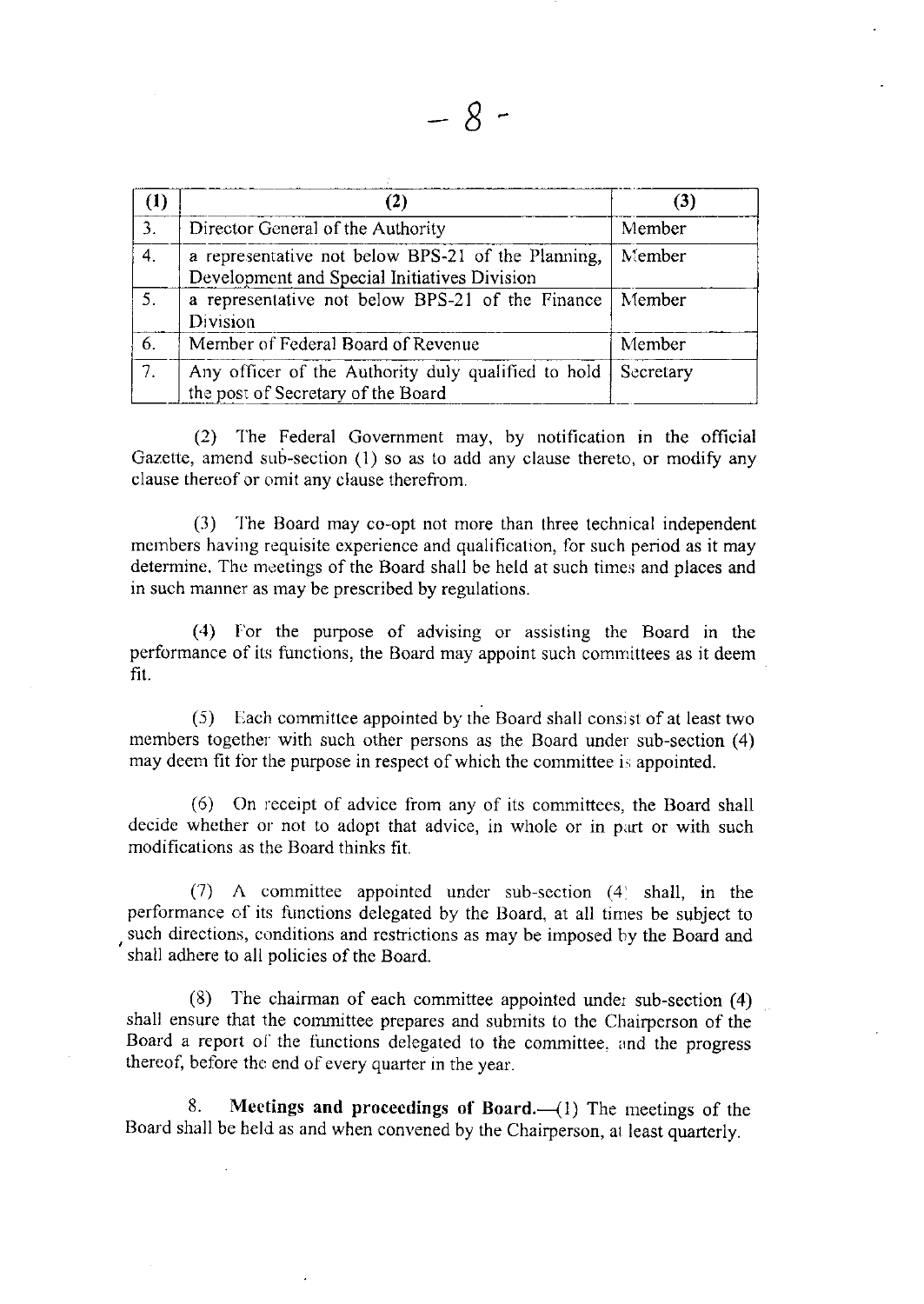| (1) | (2) | (3) |
|---|---|---|
| 3. | Director General of the Authority | Member |
| 4. | a representative not below BPS-21 of the Planning, Development and Special Initiatives Division | Member |
| 5. | a representative not below BPS-21 of the Finance Division | Member |
| 6. | Member of Federal Board of Revenue | Member |
| 7. | Any officer of the Authority duly qualified to hold the post of Secretary of the Board | Secretary |

(2) The Federal Government may, by notification in the official Gazette, amend sub-section (1) so as to add any clause thereto, or modify any clause thereof or omit any clause therefrom.

(3) The Board may co-opt not more than three technical independent members having requisite experience and qualification, for such period as it may determine. The meetings of the Board shall be held at such times and places and in such manner as may be prescribed by regulations.

(4) For the purpose of advising or assisting the Board in the performance of its functions, the Board may appoint such committees as it deem fit.

(5) Each committee appointed by the Board shall consist of at least two members together with such other persons as the Board under sub-section (4) may deem fit for the purpose in respect of which the committee is appointed.

(6) On receipt of advice from any of its committees, the Board shall decide whether or not to adopt that advice, in whole or in part or with such modifications as the Board thinks fit.

(7) A committee appointed under sub-section (4) shall, in the performance of its functions delegated by the Board, at all times be subject to such directions, conditions and restrictions as may be imposed by the Board and shall adhere to all policies of the Board.

(8) The chairman of each committee appointed under sub-section (4) shall ensure that the committee prepares and submits to the Chairperson of the Board a report of the functions delegated to the committee, and the progress thereof, before the end of every quarter in the year.

8. **Meetings and proceedings of Board.**—(1) The meetings of the Board shall be held as and when convened by the Chairperson, at least quarterly.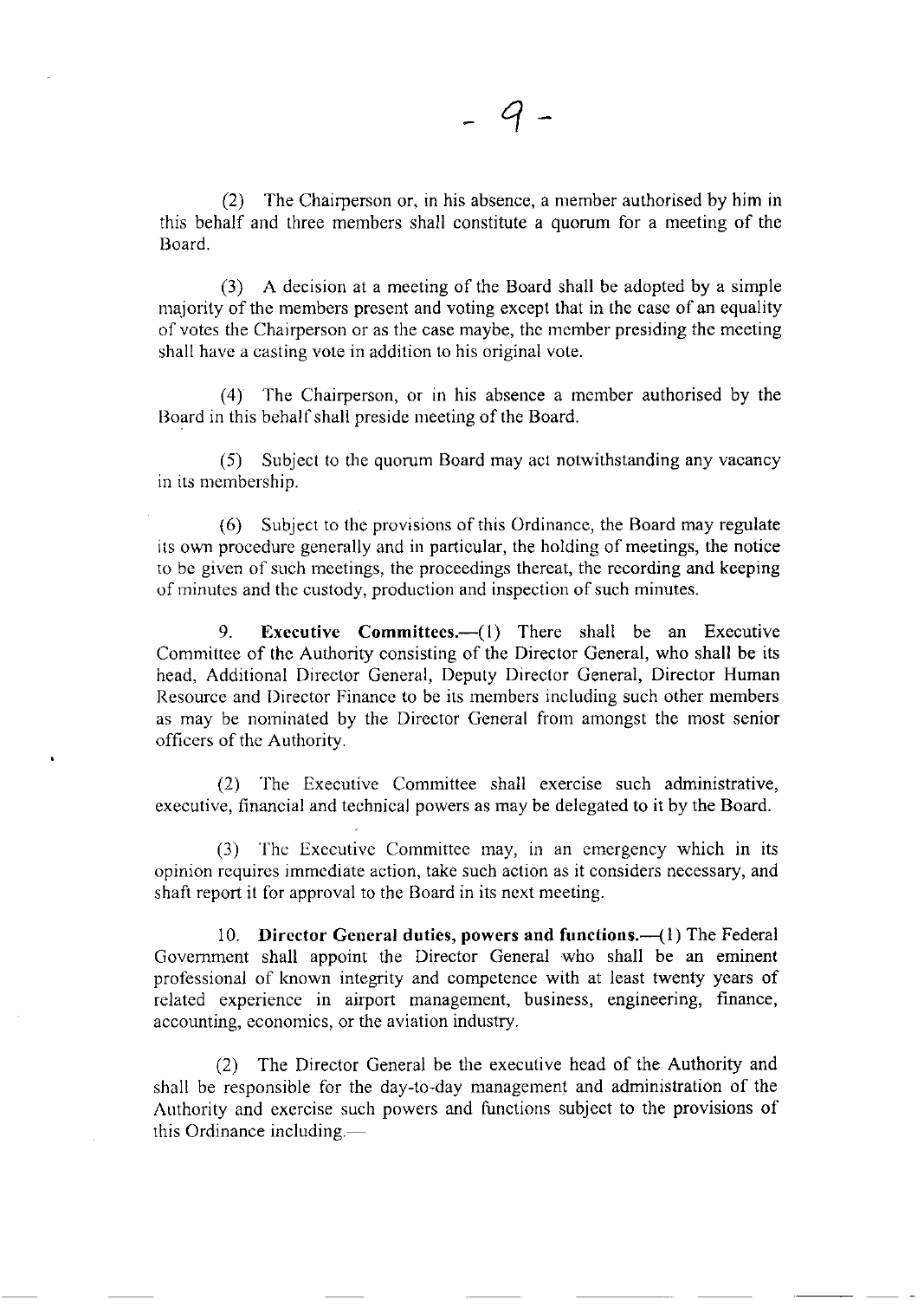(2) The Chairperson or, in his absence, a member authorised by him in this behalf and three members shall constitute a quorum for a meeting of the Board.

(3) A decision at a meeting of the Board shall be adopted by a simple majority of the members present and voting except that in the case of an equality of votes the Chairperson or as the case maybe, the member presiding the meeting shall have a casting vote in addition to his original vote.

(4) The Chairperson, or in his absence a member authorised by the Board in this behalf shall preside meeting of the Board.

(5) Subject to the quorum Board may act notwithstanding any vacancy in its membership.

(6) Subject to the provisions of this Ordinance, the Board may regulate its own procedure generally and in particular, the holding of meetings, the notice to be given of such meetings, the proceedings thereat, the recording and keeping of minutes and the custody, production and inspection of such minutes.

9. **Executive Committees.**—(1) There shall be an Executive Committee of the Authority consisting of the Director General, who shall be its head, Additional Director General, Deputy Director General, Director Human Resource and Director Finance to be its members including such other members as may be nominated by the Director General from amongst the most senior officers of the Authority.

(2) The Executive Committee shall exercise such administrative, executive, financial and technical powers as may be delegated to it by the Board.

(3) The Executive Committee may, in an emergency which in its opinion requires immediate action, take such action as it considers necessary, and shaft report it for approval to the Board in its next meeting.

10. **Director General duties, powers and functions.**—(1) The Federal Government shall appoint the Director General who shall be an eminent professional of known integrity and competence with at least twenty years of related experience in airport management, business, engineering, finance, accounting, economics, or the aviation industry.

(2) The Director General be the executive head of the Authority and shall be responsible for the day-to-day management and administration of the Authority and exercise such powers and functions subject to the provisions of this Ordinance including.—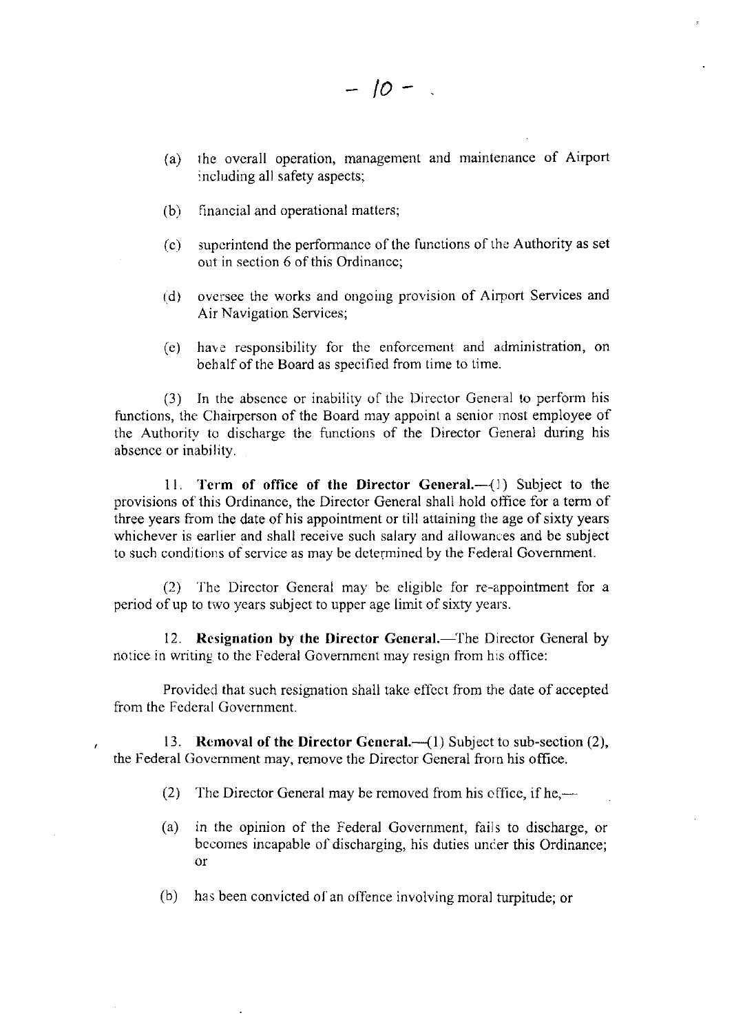(a) the overall operation, management and maintenance of Airport including all safety aspects;

(b) financial and operational matters;

(c) superintend the performance of the functions of the Authority as set out in section 6 of this Ordinance;

(d) oversee the works and ongoing provision of Airport Services and Air Navigation Services;

(e) have responsibility for the enforcement and administration, on behalf of the Board as specified from time to time.

(3) In the absence or inability of the Director General to perform his functions, the Chairperson of the Board may appoint a senior most employee of the Authority to discharge the functions of the Director General during his absence or inability.

11. **Term of office of the Director General.**—(1) Subject to the provisions of this Ordinance, the Director General shall hold office for a term of three years from the date of his appointment or till attaining the age of sixty years whichever is earlier and shall receive such salary and allowances and be subject to such conditions of service as may be determined by the Federal Government.

(2) The Director General may be eligible for re-appointment for a period of up to two years subject to upper age limit of sixty years.

12. **Resignation by the Director General.**—The Director General by notice in writing to the Federal Government may resign from his office:

Provided that such resignation shall take effect from the date of accepted from the Federal Government.

13. **Removal of the Director General.**—(1) Subject to sub-section (2), the Federal Government may, remove the Director General from his office.

(2) The Director General may be removed from his office, if he,—

(a) in the opinion of the Federal Government, fails to discharge, or becomes incapable of discharging, his duties under this Ordinance; or

(b) has been convicted of an offence involving moral turpitude; or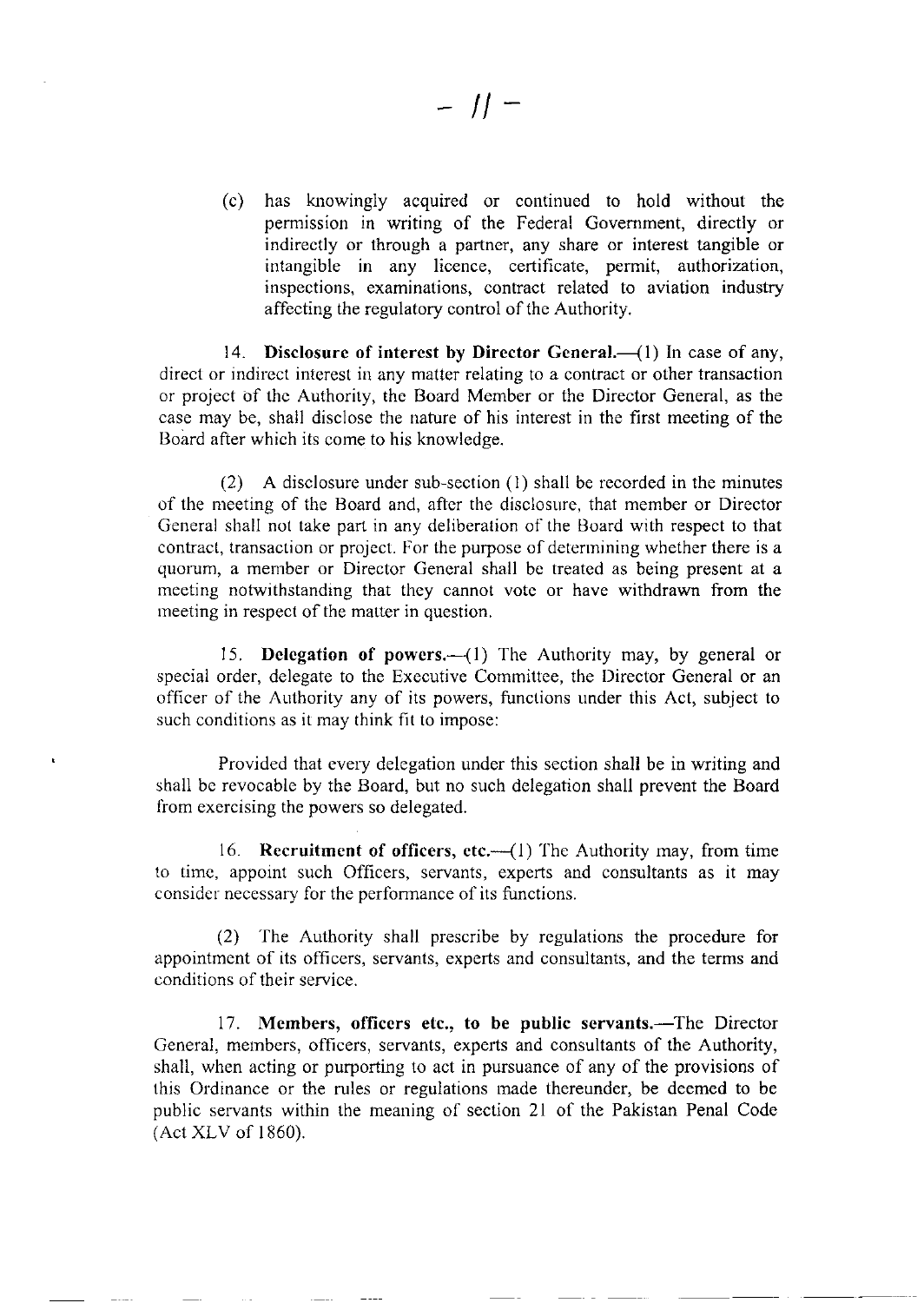(c) has knowingly acquired or continued to hold without the permission in writing of the Federal Government, directly or indirectly or through a partner, any share or interest tangible or intangible in any licence, certificate, permit, authorization, inspections, examinations, contract related to aviation industry affecting the regulatory control of the Authority.

14. **Disclosure of interest by Director General.**—(1) In case of any, direct or indirect interest in any matter relating to a contract or other transaction or project of the Authority, the Board Member or the Director General, as the case may be, shall disclose the nature of his interest in the first meeting of the Board after which its come to his knowledge.

(2) A disclosure under sub-section (1) shall be recorded in the minutes of the meeting of the Board and, after the disclosure, that member or Director General shall not take part in any deliberation of the Board with respect to that contract, transaction or project. For the purpose of determining whether there is a quorum, a member or Director General shall be treated as being present at a meeting notwithstanding that they cannot vote or have withdrawn from the meeting in respect of the matter in question.

15. **Delegation of powers.**—(1) The Authority may, by general or special order, delegate to the Executive Committee, the Director General or an officer of the Authority any of its powers, functions under this Act, subject to such conditions as it may think fit to impose:

Provided that every delegation under this section shall be in writing and shall be revocable by the Board, but no such delegation shall prevent the Board from exercising the powers so delegated.

16. **Recruitment of officers, etc.**—(1) The Authority may, from time to time, appoint such Officers, servants, experts and consultants as it may consider necessary for the performance of its functions.

(2) The Authority shall prescribe by regulations the procedure for appointment of its officers, servants, experts and consultants, and the terms and conditions of their service.

17. **Members, officers etc., to be public servants.**—The Director General, members, officers, servants, experts and consultants of the Authority, shall, when acting or purporting to act in pursuance of any of the provisions of this Ordinance or the rules or regulations made thereunder, be deemed to be public servants within the meaning of section 21 of the Pakistan Penal Code (Act XLV of 1860).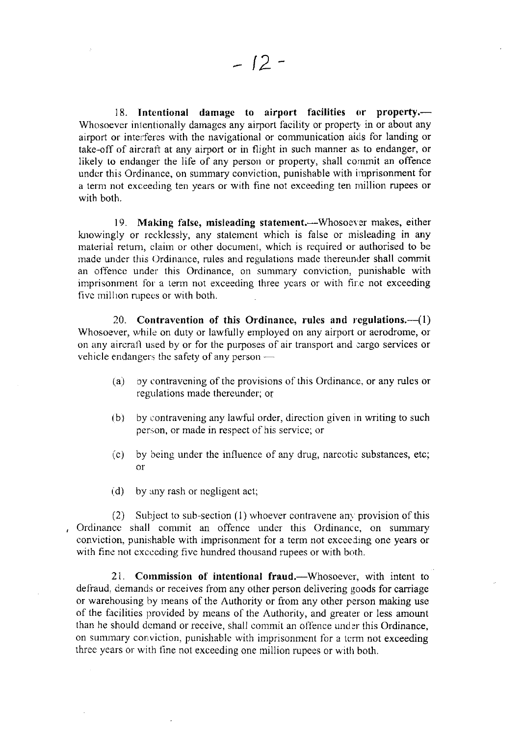18. **Intentional damage to airport facilities or property.**—Whosoever intentionally damages any airport facility or property in or about any airport or interferes with the navigational or communication aids for landing or take-off of aircraft at any airport or in flight in such manner as to endanger, or likely to endanger the life of any person or property, shall commit an offence under this Ordinance, on summary conviction, punishable with imprisonment for a term not exceeding ten years or with fine not exceeding ten million rupees or with both.

19. **Making false, misleading statement.**—Whosoever makes, either knowingly or recklessly, any statement which is false or misleading in any material return, claim or other document, which is required or authorised to be made under this Ordinance, rules and regulations made thereunder shall commit an offence under this Ordinance, on summary conviction, punishable with imprisonment for a term not exceeding three years or with fine not exceeding five million rupees or with both.

20. **Contravention of this Ordinance, rules and regulations.**—(1) Whosoever, while on duty or lawfully employed on any airport or aerodrome, or on any aircraft used by or for the purposes of air transport and cargo services or vehicle endangers the safety of any person —

(a) by contravening of the provisions of this Ordinance, or any rules or regulations made thereunder; or

(b) by contravening any lawful order, direction given in writing to such person, or made in respect of his service; or

(c) by being under the influence of any drug, narcotic substances, etc; or

(d) by any rash or negligent act;

(2) Subject to sub-section (1) whoever contravene any provision of this Ordinance shall commit an offence under this Ordinance, on summary conviction, punishable with imprisonment for a term not exceeding one years or with fine not exceeding five hundred thousand rupees or with both.

21. **Commission of intentional fraud.**—Whosoever, with intent to defraud, demands or receives from any other person delivering goods for carriage or warehousing by means of the Authority or from any other person making use of the facilities provided by means of the Authority, and greater or less amount than he should demand or receive, shall commit an offence under this Ordinance, on summary conviction, punishable with imprisonment for a term not exceeding three years or with fine not exceeding one million rupees or with both.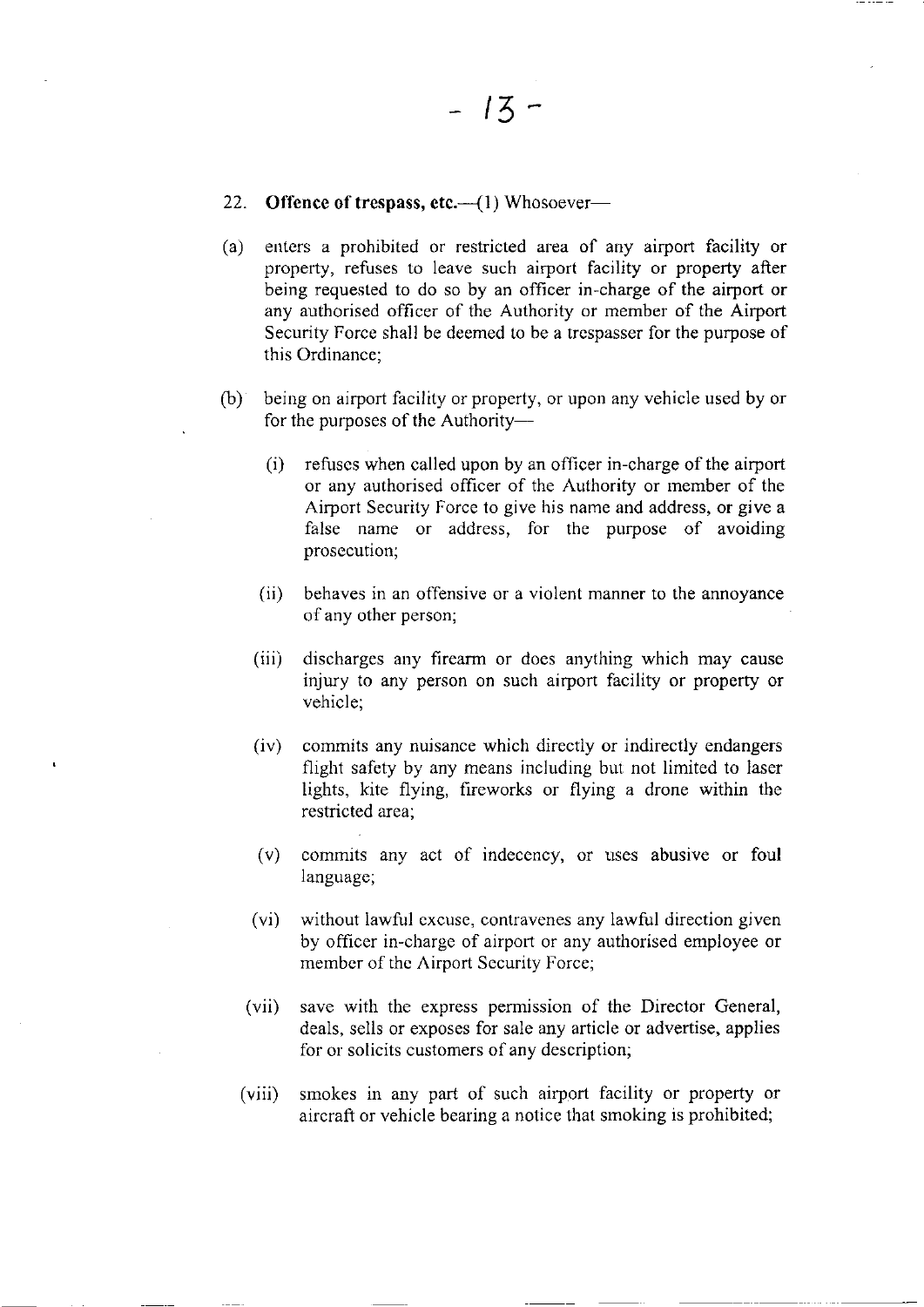22. **Offence of trespass, etc.**—(1) Whosoever—

(a) enters a prohibited or restricted area of any airport facility or property, refuses to leave such airport facility or property after being requested to do so by an officer in-charge of the airport or any authorised officer of the Authority or member of the Airport Security Force shall be deemed to be a trespasser for the purpose of this Ordinance;

(b) being on airport facility or property, or upon any vehicle used by or for the purposes of the Authority—

(i) refuses when called upon by an officer in-charge of the airport or any authorised officer of the Authority or member of the Airport Security Force to give his name and address, or give a false name or address, for the purpose of avoiding prosecution;

(ii) behaves in an offensive or a violent manner to the annoyance of any other person;

(iii) discharges any firearm or does anything which may cause injury to any person on such airport facility or property or vehicle;

(iv) commits any nuisance which directly or indirectly endangers flight safety by any means including but not limited to laser lights, kite flying, fireworks or flying a drone within the restricted area;

(v) commits any act of indecency, or uses abusive or foul language;

(vi) without lawful excuse, contravenes any lawful direction given by officer in-charge of airport or any authorised employee or member of the Airport Security Force;

(vii) save with the express permission of the Director General, deals, sells or exposes for sale any article or advertise, applies for or solicits customers of any description;

(viii) smokes in any part of such airport facility or property or aircraft or vehicle bearing a notice that smoking is prohibited;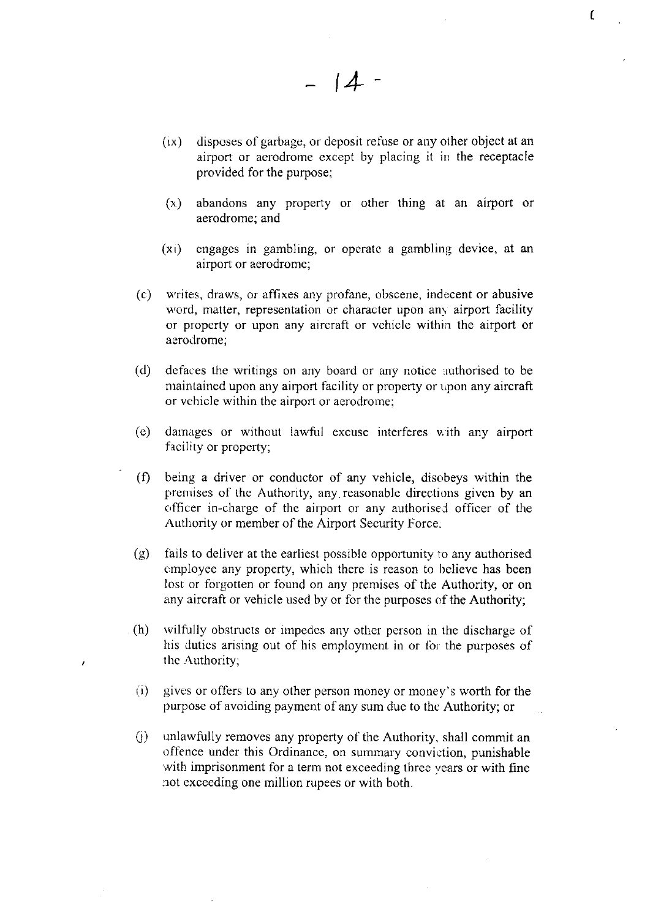(ix) disposes of garbage, or deposit refuse or any other object at an airport or aerodrome except by placing it in the receptacle provided for the purpose;

(x) abandons any property or other thing at an airport or aerodrome; and

(xi) engages in gambling, or operate a gambling device, at an airport or aerodrome;

(c) writes, draws, or affixes any profane, obscene, indecent or abusive word, matter, representation or character upon any airport facility or property or upon any aircraft or vehicle within the airport or aerodrome;

(d) defaces the writings on any board or any notice authorised to be maintained upon any airport facility or property or upon any aircraft or vehicle within the airport or aerodrome;

(e) damages or without lawful excuse interferes with any airport facility or property;

(f) being a driver or conductor of any vehicle, disobeys within the premises of the Authority, any reasonable directions given by an officer in-charge of the airport or any authorised officer of the Authority or member of the Airport Security Force.

(g) fails to deliver at the earliest possible opportunity to any authorised employee any property, which there is reason to believe has been lost or forgotten or found on any premises of the Authority, or on any aircraft or vehicle used by or for the purposes of the Authority;

(h) wilfully obstructs or impedes any other person in the discharge of his duties arising out of his employment in or for the purposes of the Authority;

(i) gives or offers to any other person money or money's worth for the purpose of avoiding payment of any sum due to the Authority; or

(j) unlawfully removes any property of the Authority, shall commit an offence under this Ordinance, on summary conviction, punishable with imprisonment for a term not exceeding three years or with fine not exceeding one million rupees or with both.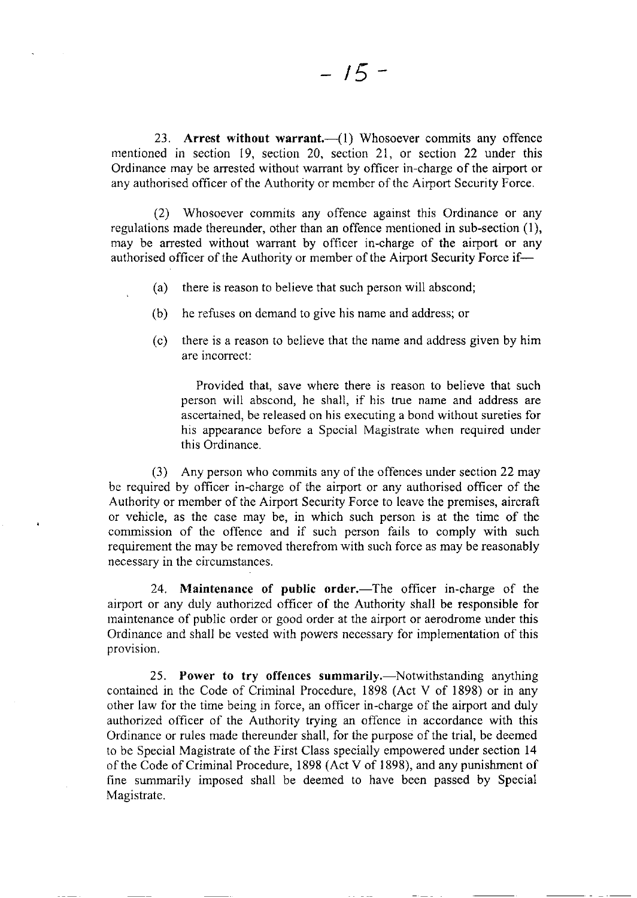23. **Arrest without warrant.**—(1) Whosoever commits any offence mentioned in section 19, section 20, section 21, or section 22 under this Ordinance may be arrested without warrant by officer in-charge of the airport or any authorised officer of the Authority or member of the Airport Security Force.

(2) Whosoever commits any offence against this Ordinance or any regulations made thereunder, other than an offence mentioned in sub-section (1), may be arrested without warrant by officer in-charge of the airport or any authorised officer of the Authority or member of the Airport Security Force if—

(a) there is reason to believe that such person will abscond;

(b) he refuses on demand to give his name and address; or

(c) there is a reason to believe that the name and address given by him are incorrect:

Provided that, save where there is reason to believe that such person will abscond, he shall, if his true name and address are ascertained, be released on his executing a bond without sureties for his appearance before a Special Magistrate when required under this Ordinance.

(3) Any person who commits any of the offences under section 22 may be required by officer in-charge of the airport or any authorised officer of the Authority or member of the Airport Security Force to leave the premises, aircraft or vehicle, as the case may be, in which such person is at the time of the commission of the offence and if such person fails to comply with such requirement the may be removed therefrom with such force as may be reasonably necessary in the circumstances.

24. **Maintenance of public order.**—The officer in-charge of the airport or any duly authorized officer of the Authority shall be responsible for maintenance of public order or good order at the airport or aerodrome under this Ordinance and shall be vested with powers necessary for implementation of this provision.

25. **Power to try offences summarily.**—Notwithstanding anything contained in the Code of Criminal Procedure, 1898 (Act V of 1898) or in any other law for the time being in force, an officer in-charge of the airport and duly authorized officer of the Authority trying an offence in accordance with this Ordinance or rules made thereunder shall, for the purpose of the trial, be deemed to be Special Magistrate of the First Class specially empowered under section 14 of the Code of Criminal Procedure, 1898 (Act V of 1898), and any punishment of fine summarily imposed shall be deemed to have been passed by Special Magistrate.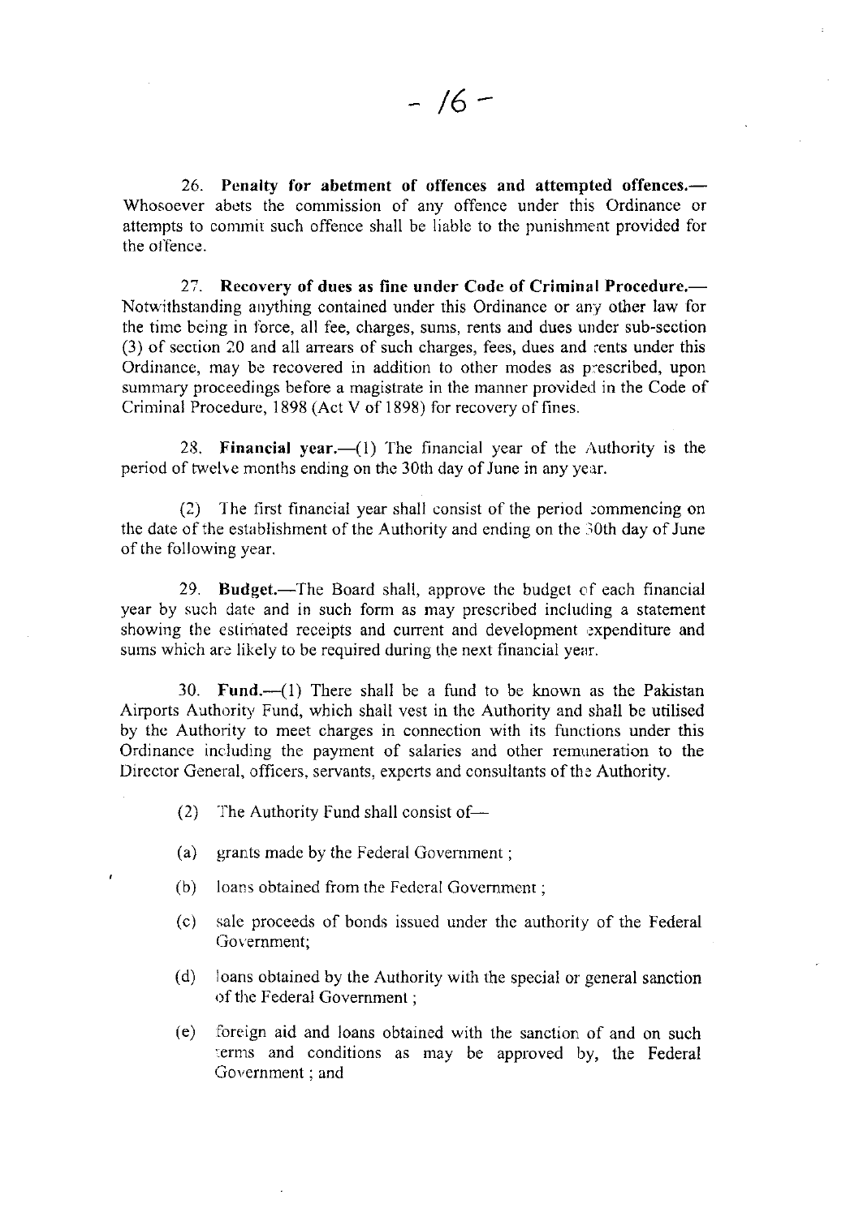26. **Penalty for abetment of offences and attempted offences.**—Whosoever abets the commission of any offence under this Ordinance or attempts to commit such offence shall be liable to the punishment provided for the offence.

27. **Recovery of dues as fine under Code of Criminal Procedure.**—Notwithstanding anything contained under this Ordinance or any other law for the time being in force, all fee, charges, sums, rents and dues under sub-section (3) of section 20 and all arrears of such charges, fees, dues and rents under this Ordinance, may be recovered in addition to other modes as prescribed, upon summary proceedings before a magistrate in the manner provided in the Code of Criminal Procedure, 1898 (Act V of 1898) for recovery of fines.

28. **Financial year.**—(1) The financial year of the Authority is the period of twelve months ending on the 30th day of June in any year.

(2) The first financial year shall consist of the period commencing on the date of the establishment of the Authority and ending on the 30th day of June of the following year.

29. **Budget.**—The Board shall, approve the budget of each financial year by such date and in such form as may prescribed including a statement showing the estimated receipts and current and development expenditure and sums which are likely to be required during the next financial year.

30. **Fund.**—(1) There shall be a fund to be known as the Pakistan Airports Authority Fund, which shall vest in the Authority and shall be utilised by the Authority to meet charges in connection with its functions under this Ordinance including the payment of salaries and other remuneration to the Director General, officers, servants, experts and consultants of the Authority.

(2) The Authority Fund shall consist of—

(a) grants made by the Federal Government ;

(b) loans obtained from the Federal Government ;

(c) sale proceeds of bonds issued under the authority of the Federal Government;

(d) loans obtained by the Authority with the special or general sanction of the Federal Government ;

(e) foreign aid and loans obtained with the sanction of and on such terms and conditions as may be approved by, the Federal Government ; and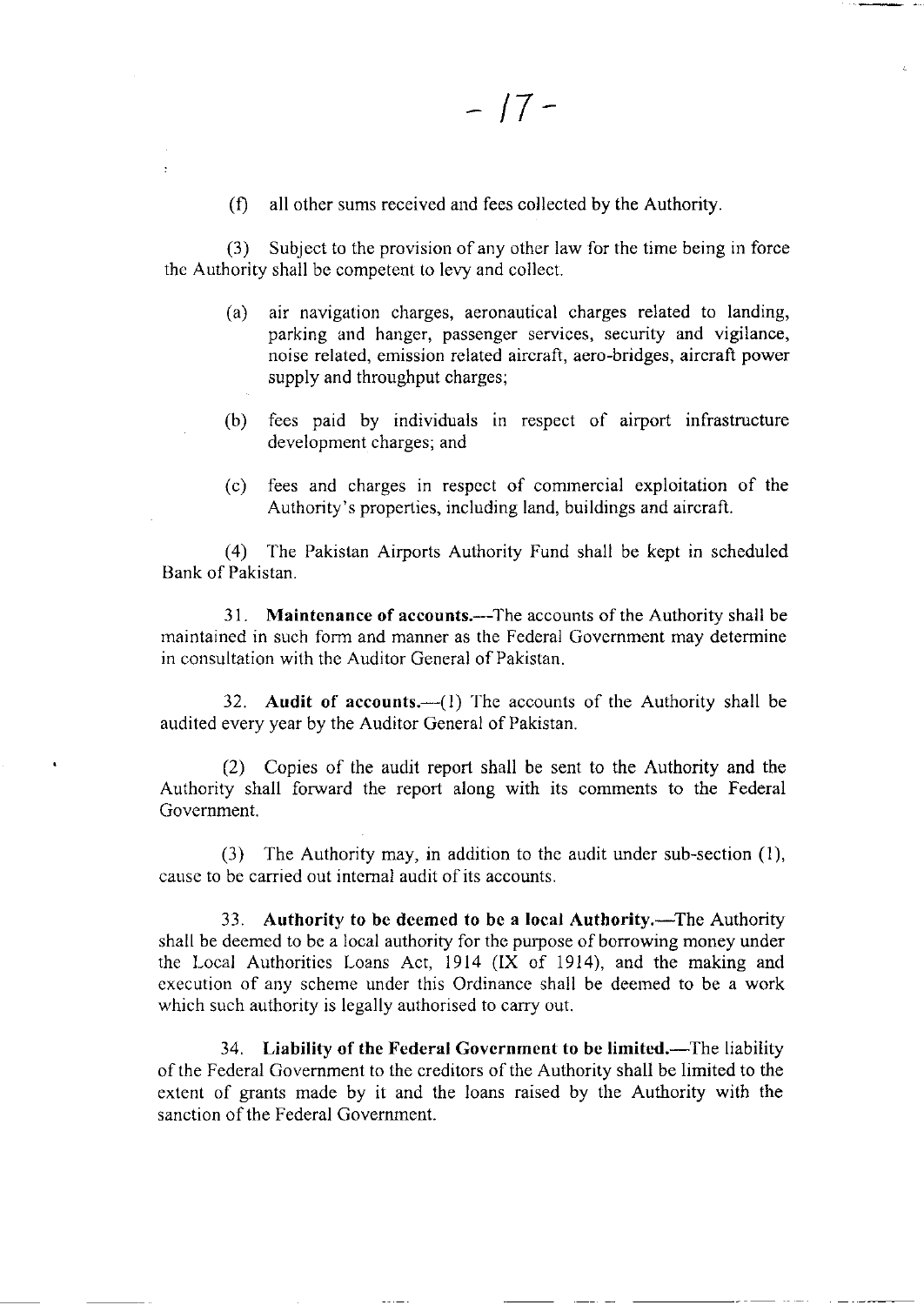(f) all other sums received and fees collected by the Authority.

(3) Subject to the provision of any other law for the time being in force the Authority shall be competent to levy and collect.

(a) air navigation charges, aeronautical charges related to landing, parking and hanger, passenger services, security and vigilance, noise related, emission related aircraft, aero-bridges, aircraft power supply and throughput charges;

(b) fees paid by individuals in respect of airport infrastructure development charges; and

(c) fees and charges in respect of commercial exploitation of the Authority's properties, including land, buildings and aircraft.

(4) The Pakistan Airports Authority Fund shall be kept in scheduled Bank of Pakistan.

31. **Maintenance of accounts.**—The accounts of the Authority shall be maintained in such form and manner as the Federal Government may determine in consultation with the Auditor General of Pakistan.

32. **Audit of accounts.**—(1) The accounts of the Authority shall be audited every year by the Auditor General of Pakistan.

(2) Copies of the audit report shall be sent to the Authority and the Authority shall forward the report along with its comments to the Federal Government.

(3) The Authority may, in addition to the audit under sub-section (1), cause to be carried out internal audit of its accounts.

33. **Authority to be deemed to be a local Authority.**—The Authority shall be deemed to be a local authority for the purpose of borrowing money under the Local Authorities Loans Act, 1914 (IX of 1914), and the making and execution of any scheme under this Ordinance shall be deemed to be a work which such authority is legally authorised to carry out.

34. **Liability of the Federal Government to be limited.**—The liability of the Federal Government to the creditors of the Authority shall be limited to the extent of grants made by it and the loans raised by the Authority with the sanction of the Federal Government.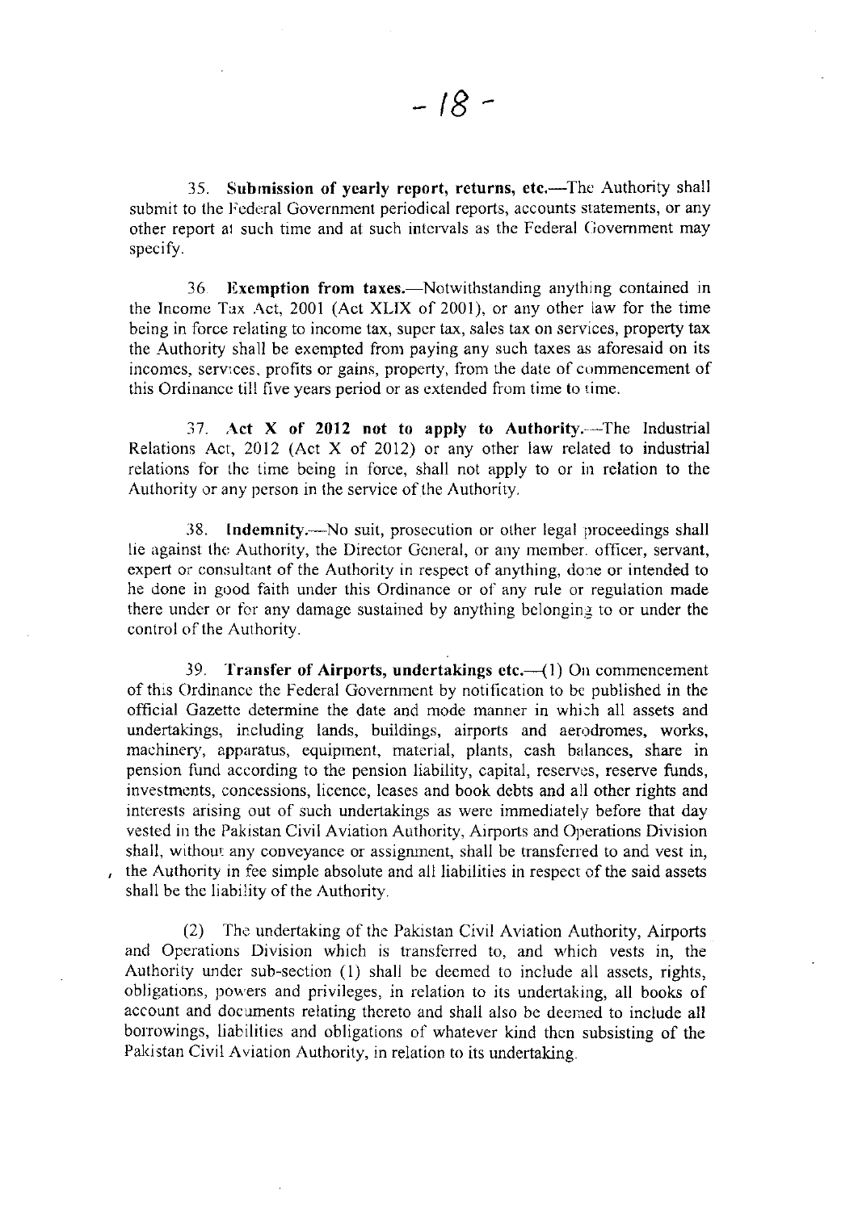35. **Submission of yearly report, returns, etc.**—The Authority shall submit to the Federal Government periodical reports, accounts statements, or any other report at such time and at such intervals as the Federal Government may specify.

36. **Exemption from taxes.**—Notwithstanding anything contained in the Income Tax Act, 2001 (Act XLIX of 2001), or any other law for the time being in force relating to income tax, super tax, sales tax on services, property tax the Authority shall be exempted from paying any such taxes as aforesaid on its incomes, services, profits or gains, property, from the date of commencement of this Ordinance till five years period or as extended from time to time.

37. **Act X of 2012 not to apply to Authority.**—The Industrial Relations Act, 2012 (Act X of 2012) or any other law related to industrial relations for the time being in force, shall not apply to or in relation to the Authority or any person in the service of the Authority.

38. **Indemnity.**—No suit, prosecution or other legal proceedings shall lie against the Authority, the Director General, or any member, officer, servant, expert or consultant of the Authority in respect of anything, done or intended to be done in good faith under this Ordinance or of any rule or regulation made there under or for any damage sustained by anything belonging to or under the control of the Authority.

39. **Transfer of Airports, undertakings etc.**—(1) On commencement of this Ordinance the Federal Government by notification to be published in the official Gazette determine the date and mode manner in which all assets and undertakings, including lands, buildings, airports and aerodromes, works, machinery, apparatus, equipment, material, plants, cash balances, share in pension fund according to the pension liability, capital, reserves, reserve funds, investments, concessions, licence, leases and book debts and all other rights and interests arising out of such undertakings as were immediately before that day vested in the Pakistan Civil Aviation Authority, Airports and Operations Division shall, without any conveyance or assignment, shall be transferred to and vest in, the Authority in fee simple absolute and all liabilities in respect of the said assets shall be the liability of the Authority.

(2) The undertaking of the Pakistan Civil Aviation Authority, Airports and Operations Division which is transferred to, and which vests in, the Authority under sub-section (1) shall be deemed to include all assets, rights, obligations, powers and privileges, in relation to its undertaking, all books of account and documents relating thereto and shall also be deemed to include all borrowings, liabilities and obligations of whatever kind then subsisting of the Pakistan Civil Aviation Authority, in relation to its undertaking.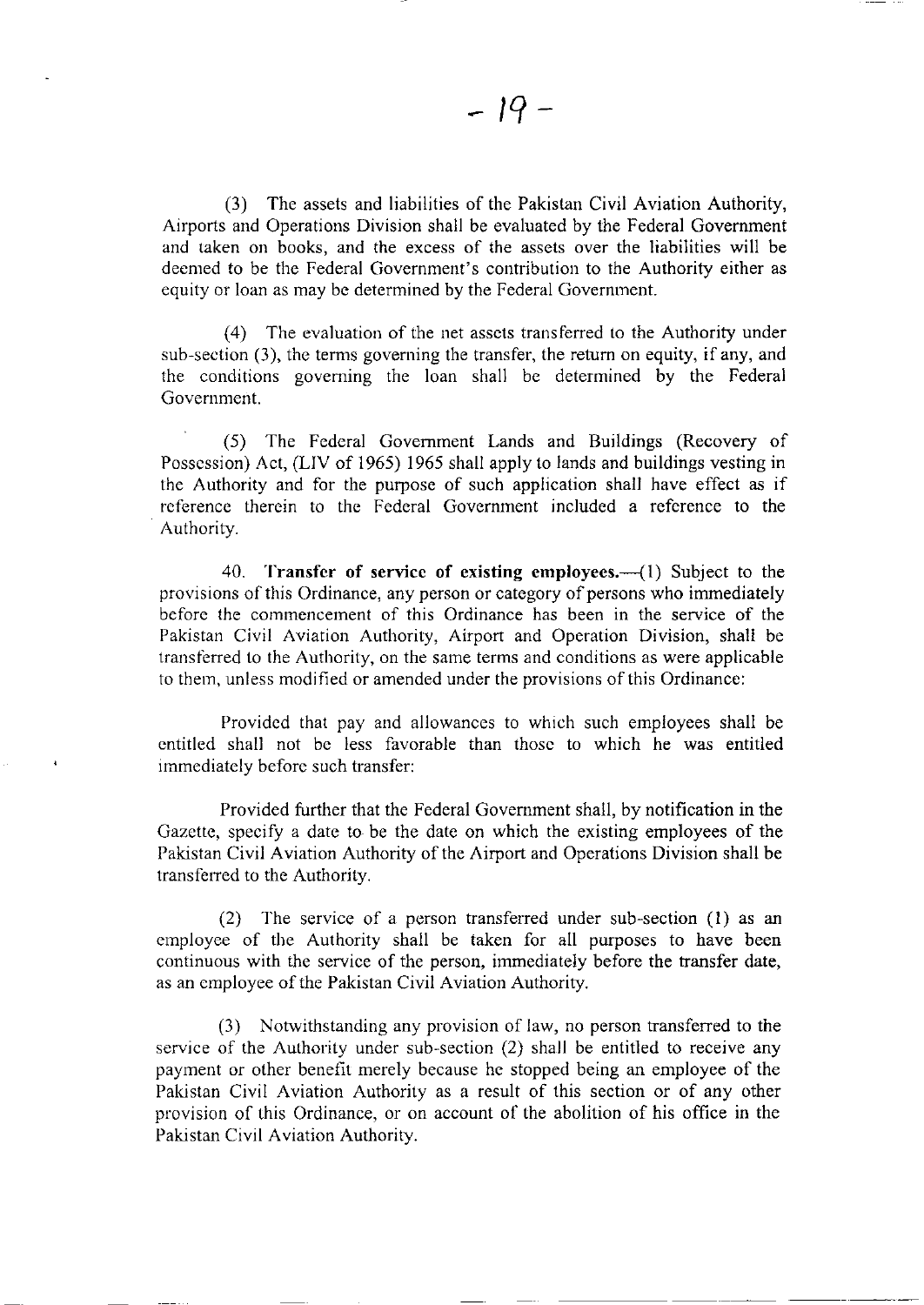(3) The assets and liabilities of the Pakistan Civil Aviation Authority, Airports and Operations Division shall be evaluated by the Federal Government and taken on books, and the excess of the assets over the liabilities will be deemed to be the Federal Government's contribution to the Authority either as equity or loan as may be determined by the Federal Government.

(4) The evaluation of the net assets transferred to the Authority under sub-section (3), the terms governing the transfer, the return on equity, if any, and the conditions governing the loan shall be determined by the Federal Government.

(5) The Federal Government Lands and Buildings (Recovery of Possession) Act, (LIV of 1965) 1965 shall apply to lands and buildings vesting in the Authority and for the purpose of such application shall have effect as if reference therein to the Federal Government included a reference to the Authority.

40. **Transfer of service of existing employees.**—(1) Subject to the provisions of this Ordinance, any person or category of persons who immediately before the commencement of this Ordinance has been in the service of the Pakistan Civil Aviation Authority, Airport and Operation Division, shall be transferred to the Authority, on the same terms and conditions as were applicable to them, unless modified or amended under the provisions of this Ordinance:

Provided that pay and allowances to which such employees shall be entitled shall not be less favorable than those to which he was entitled immediately before such transfer:

Provided further that the Federal Government shall, by notification in the Gazette, specify a date to be the date on which the existing employees of the Pakistan Civil Aviation Authority of the Airport and Operations Division shall be transferred to the Authority.

(2) The service of a person transferred under sub-section (1) as an employee of the Authority shall be taken for all purposes to have been continuous with the service of the person, immediately before the transfer date, as an employee of the Pakistan Civil Aviation Authority.

(3) Notwithstanding any provision of law, no person transferred to the service of the Authority under sub-section (2) shall be entitled to receive any payment or other benefit merely because he stopped being an employee of the Pakistan Civil Aviation Authority as a result of this section or of any other provision of this Ordinance, or on account of the abolition of his office in the Pakistan Civil Aviation Authority.